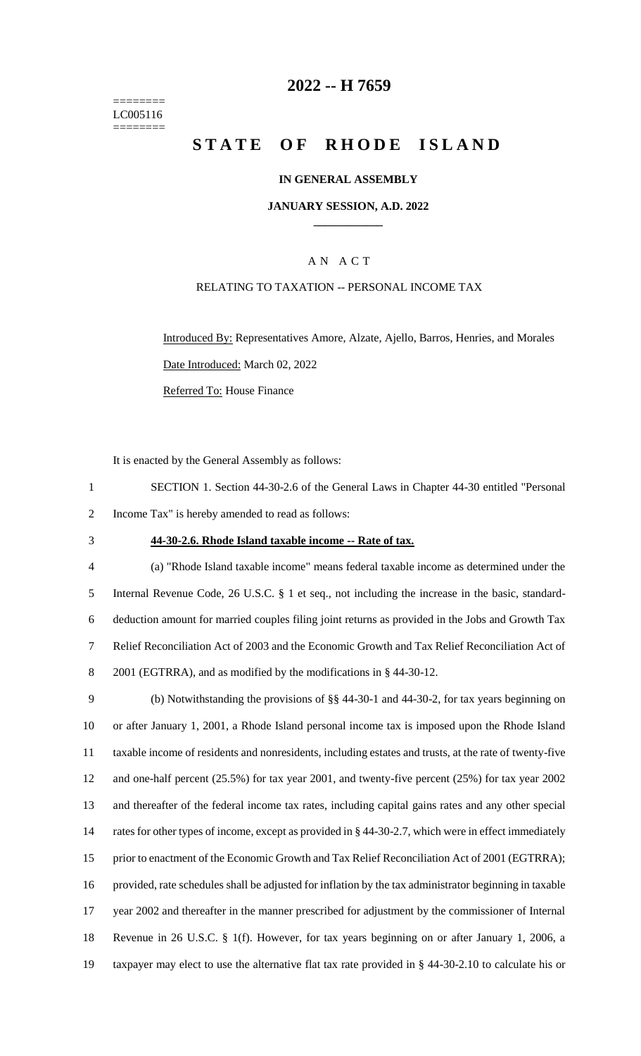========
LC005116
========

# 2022 -- H 7659

# STATE OF RHODE ISLAND

## IN GENERAL ASSEMBLY

### JANUARY SESSION, A.D. 2022

A N A C T

RELATING TO TAXATION -- PERSONAL INCOME TAX

Introduced By: Representatives Amore, Alzate, Ajello, Barros, Henries, and Morales

Date Introduced: March 02, 2022

Referred To: House Finance

It is enacted by the General Assembly as follows:

1 SECTION 1. Section 44-30-2.6 of the General Laws in Chapter 44-30 entitled "Personal
2 Income Tax" is hereby amended to read as follows:

3 **44-30-2.6. Rhode Island taxable income -- Rate of tax.**

4 (a) "Rhode Island taxable income" means federal taxable income as determined under the
5 Internal Revenue Code, 26 U.S.C. § 1 et seq., not including the increase in the basic, standard-
6 deduction amount for married couples filing joint returns as provided in the Jobs and Growth Tax
7 Relief Reconciliation Act of 2003 and the Economic Growth and Tax Relief Reconciliation Act of
8 2001 (EGTRRA), and as modified by the modifications in § 44-30-12.

9 (b) Notwithstanding the provisions of §§ 44-30-1 and 44-30-2, for tax years beginning on
10 or after January 1, 2001, a Rhode Island personal income tax is imposed upon the Rhode Island
11 taxable income of residents and nonresidents, including estates and trusts, at the rate of twenty-five
12 and one-half percent (25.5%) for tax year 2001, and twenty-five percent (25%) for tax year 2002
13 and thereafter of the federal income tax rates, including capital gains rates and any other special
14 rates for other types of income, except as provided in § 44-30-2.7, which were in effect immediately
15 prior to enactment of the Economic Growth and Tax Relief Reconciliation Act of 2001 (EGTRRA);
16 provided, rate schedules shall be adjusted for inflation by the tax administrator beginning in taxable
17 year 2002 and thereafter in the manner prescribed for adjustment by the commissioner of Internal
18 Revenue in 26 U.S.C. § 1(f). However, for tax years beginning on or after January 1, 2006, a
19 taxpayer may elect to use the alternative flat tax rate provided in § 44-30-2.10 to calculate his or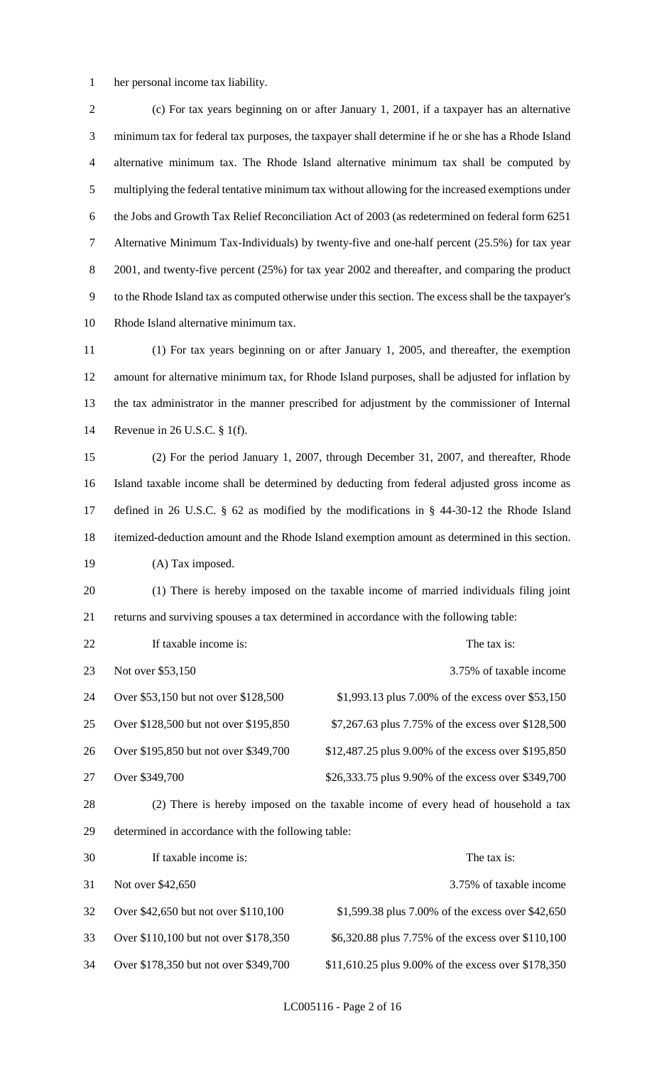her personal income tax liability.

(c) For tax years beginning on or after January 1, 2001, if a taxpayer has an alternative minimum tax for federal tax purposes, the taxpayer shall determine if he or she has a Rhode Island alternative minimum tax. The Rhode Island alternative minimum tax shall be computed by multiplying the federal tentative minimum tax without allowing for the increased exemptions under the Jobs and Growth Tax Relief Reconciliation Act of 2003 (as redetermined on federal form 6251 Alternative Minimum Tax-Individuals) by twenty-five and one-half percent (25.5%) for tax year 2001, and twenty-five percent (25%) for tax year 2002 and thereafter, and comparing the product to the Rhode Island tax as computed otherwise under this section. The excess shall be the taxpayer's Rhode Island alternative minimum tax.

(1) For tax years beginning on or after January 1, 2005, and thereafter, the exemption amount for alternative minimum tax, for Rhode Island purposes, shall be adjusted for inflation by the tax administrator in the manner prescribed for adjustment by the commissioner of Internal Revenue in 26 U.S.C. § 1(f).

(2) For the period January 1, 2007, through December 31, 2007, and thereafter, Rhode Island taxable income shall be determined by deducting from federal adjusted gross income as defined in 26 U.S.C. § 62 as modified by the modifications in § 44-30-12 the Rhode Island itemized-deduction amount and the Rhode Island exemption amount as determined in this section.

(A) Tax imposed.

(1) There is hereby imposed on the taxable income of married individuals filing joint returns and surviving spouses a tax determined in accordance with the following table:

| If taxable income is: | The tax is: |
|---|---|
| Not over $53,150 | 3.75% of taxable income |
| Over $53,150 but not over $128,500 | $1,993.13 plus 7.00% of the excess over $53,150 |
| Over $128,500 but not over $195,850 | $7,267.63 plus 7.75% of the excess over $128,500 |
| Over $195,850 but not over $349,700 | $12,487.25 plus 9.00% of the excess over $195,850 |
| Over $349,700 | $26,333.75 plus 9.90% of the excess over $349,700 |

(2) There is hereby imposed on the taxable income of every head of household a tax determined in accordance with the following table:

| If taxable income is: | The tax is: |
|---|---|
| Not over $42,650 | 3.75% of taxable income |
| Over $42,650 but not over $110,100 | $1,599.38 plus 7.00% of the excess over $42,650 |
| Over $110,100 but not over $178,350 | $6,320.88 plus 7.75% of the excess over $110,100 |
| Over $178,350 but not over $349,700 | $11,610.25 plus 9.00% of the excess over $178,350 |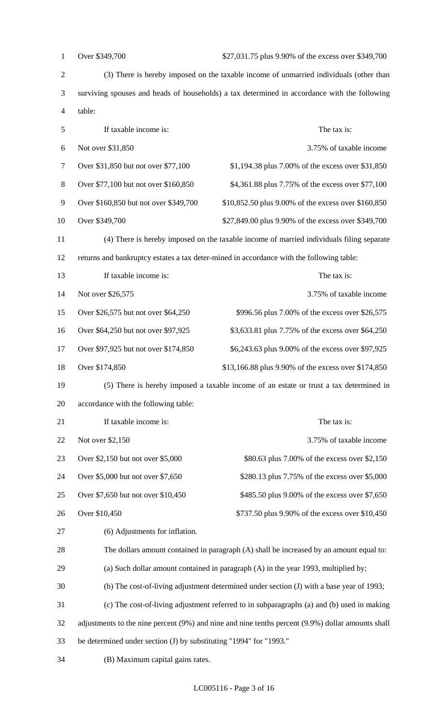| | |
|---|---|
| Over $349,700 | $27,031.75 plus 9.90% of the excess over $349,700 |

(3) There is hereby imposed on the taxable income of unmarried individuals (other than surviving spouses and heads of households) a tax determined in accordance with the following table:

| If taxable income is: | The tax is: |
|---|---|
| Not over $31,850 | 3.75% of taxable income |
| Over $31,850 but not over $77,100 | $1,194.38 plus 7.00% of the excess over $31,850 |
| Over $77,100 but not over $160,850 | $4,361.88 plus 7.75% of the excess over $77,100 |
| Over $160,850 but not over $349,700 | $10,852.50 plus 9.00% of the excess over $160,850 |
| Over $349,700 | $27,849.00 plus 9.90% of the excess over $349,700 |

(4) There is hereby imposed on the taxable income of married individuals filing separate returns and bankruptcy estates a tax deter-mined in accordance with the following table:

| If taxable income is: | The tax is: |
|---|---|
| Not over $26,575 | 3.75% of taxable income |
| Over $26,575 but not over $64,250 | $996.56 plus 7.00% of the excess over $26,575 |
| Over $64,250 but not over $97,925 | $3,633.81 plus 7.75% of the excess over $64,250 |
| Over $97,925 but not over $174,850 | $6,243.63 plus 9.00% of the excess over $97,925 |
| Over $174,850 | $13,166.88 plus 9.90% of the excess over $174,850 |

(5) There is hereby imposed a taxable income of an estate or trust a tax determined in accordance with the following table:

| If taxable income is: | The tax is: |
|---|---|
| Not over $2,150 | 3.75% of taxable income |
| Over $2,150 but not over $5,000 | $80.63 plus 7.00% of the excess over $2,150 |
| Over $5,000 but not over $7,650 | $280.13 plus 7.75% of the excess over $5,000 |
| Over $7,650 but not over $10,450 | $485.50 plus 9.00% of the excess over $7,650 |
| Over $10,450 | $737.50 plus 9.90% of the excess over $10,450 |

(6) Adjustments for inflation.

The dollars amount contained in paragraph (A) shall be increased by an amount equal to:

(a) Such dollar amount contained in paragraph (A) in the year 1993, multiplied by;

(b) The cost-of-living adjustment determined under section (J) with a base year of 1993;

(c) The cost-of-living adjustment referred to in subparagraphs (a) and (b) used in making adjustments to the nine percent (9%) and nine and nine tenths percent (9.9%) dollar amounts shall be determined under section (J) by substituting "1994" for "1993."

(B) Maximum capital gains rates.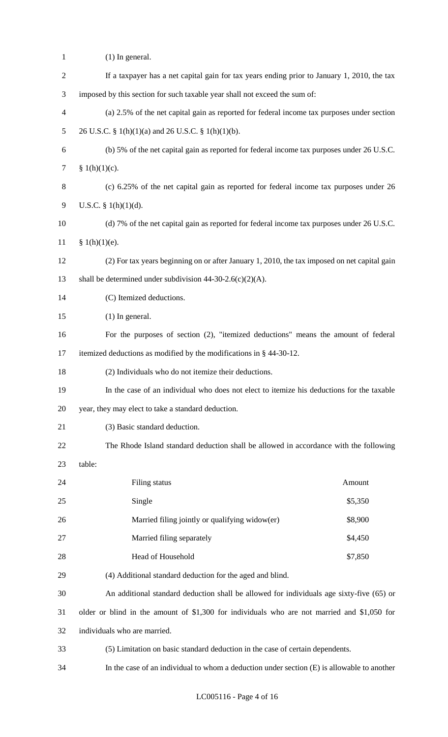(1) In general.

If a taxpayer has a net capital gain for tax years ending prior to January 1, 2010, the tax imposed by this section for such taxable year shall not exceed the sum of:

(a) 2.5% of the net capital gain as reported for federal income tax purposes under section 26 U.S.C. § 1(h)(1)(a) and 26 U.S.C. § 1(h)(1)(b).

(b) 5% of the net capital gain as reported for federal income tax purposes under 26 U.S.C. § 1(h)(1)(c).

(c) 6.25% of the net capital gain as reported for federal income tax purposes under 26 U.S.C. § 1(h)(1)(d).

(d) 7% of the net capital gain as reported for federal income tax purposes under 26 U.S.C. § 1(h)(1)(e).

(2) For tax years beginning on or after January 1, 2010, the tax imposed on net capital gain shall be determined under subdivision 44-30-2.6(c)(2)(A).

(C) Itemized deductions.

(1) In general.

For the purposes of section (2), "itemized deductions" means the amount of federal itemized deductions as modified by the modifications in § 44-30-12.

(2) Individuals who do not itemize their deductions.

In the case of an individual who does not elect to itemize his deductions for the taxable year, they may elect to take a standard deduction.

(3) Basic standard deduction.

The Rhode Island standard deduction shall be allowed in accordance with the following table:

| Filing status | Amount |
|---|---|
| Single | \$5,350 |
| Married filing jointly or qualifying widow(er) | \$8,900 |
| Married filing separately | \$4,450 |
| Head of Household | \$7,850 |

(4) Additional standard deduction for the aged and blind.

An additional standard deduction shall be allowed for individuals age sixty-five (65) or older or blind in the amount of \$1,300 for individuals who are not married and \$1,050 for individuals who are married.

(5) Limitation on basic standard deduction in the case of certain dependents.

In the case of an individual to whom a deduction under section (E) is allowable to another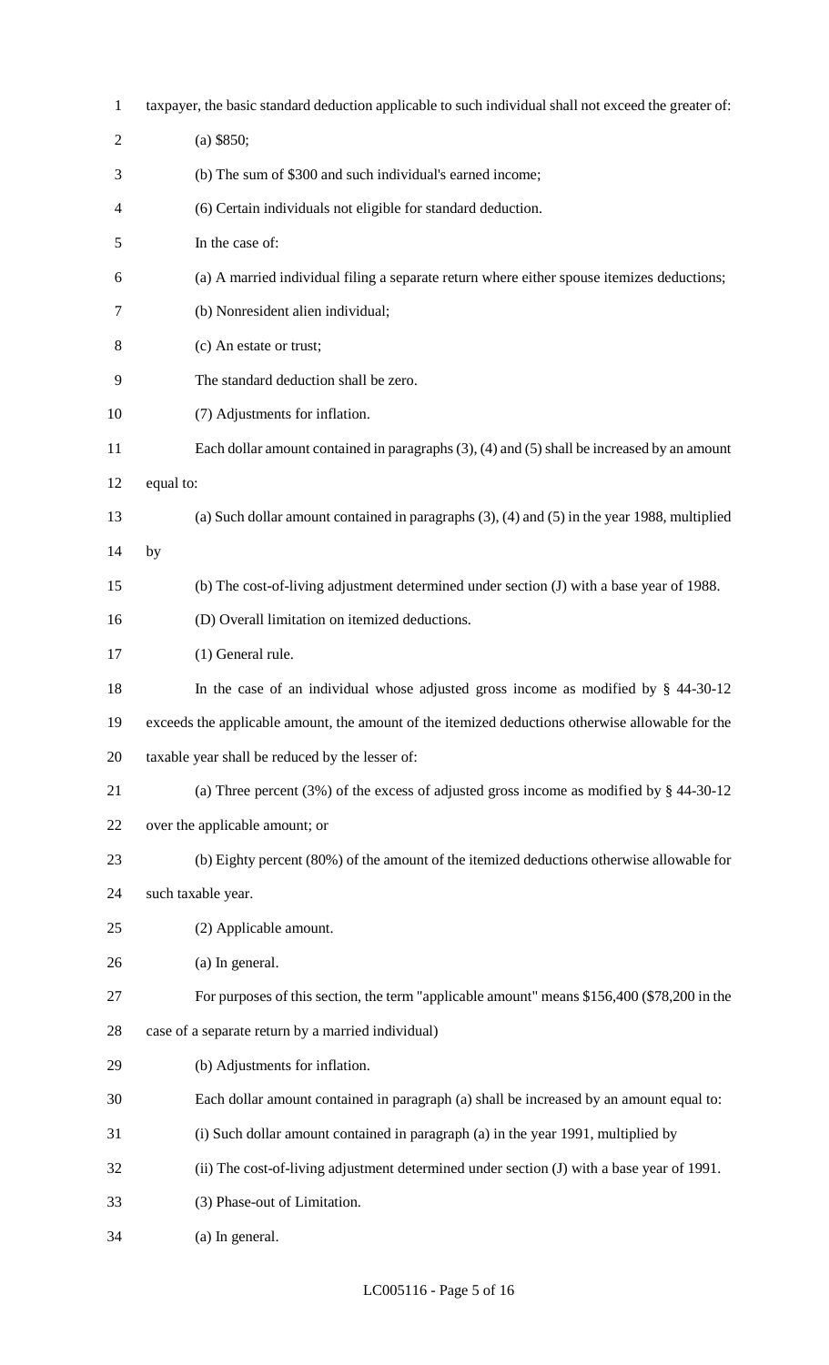taxpayer, the basic standard deduction applicable to such individual shall not exceed the greater of:

(a) $850;

(b) The sum of $300 and such individual's earned income;

(6) Certain individuals not eligible for standard deduction.

In the case of:

(a) A married individual filing a separate return where either spouse itemizes deductions;

(b) Nonresident alien individual;

(c) An estate or trust;

The standard deduction shall be zero.

(7) Adjustments for inflation.

Each dollar amount contained in paragraphs (3), (4) and (5) shall be increased by an amount equal to:

(a) Such dollar amount contained in paragraphs (3), (4) and (5) in the year 1988, multiplied by

(b) The cost-of-living adjustment determined under section (J) with a base year of 1988.

(D) Overall limitation on itemized deductions.

(1) General rule.

In the case of an individual whose adjusted gross income as modified by § 44-30-12 exceeds the applicable amount, the amount of the itemized deductions otherwise allowable for the taxable year shall be reduced by the lesser of:

(a) Three percent (3%) of the excess of adjusted gross income as modified by § 44-30-12 over the applicable amount; or

(b) Eighty percent (80%) of the amount of the itemized deductions otherwise allowable for such taxable year.

(2) Applicable amount.

(a) In general.

For purposes of this section, the term "applicable amount" means $156,400 ($78,200 in the case of a separate return by a married individual)

(b) Adjustments for inflation.

Each dollar amount contained in paragraph (a) shall be increased by an amount equal to:

(i) Such dollar amount contained in paragraph (a) in the year 1991, multiplied by

(ii) The cost-of-living adjustment determined under section (J) with a base year of 1991.

(3) Phase-out of Limitation.

(a) In general.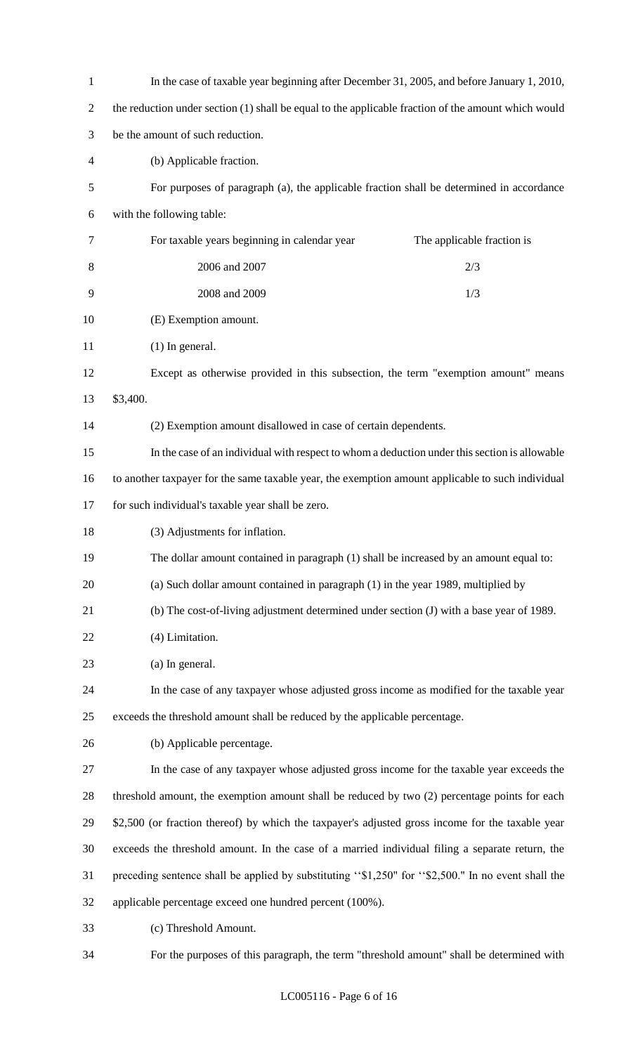In the case of taxable year beginning after December 31, 2005, and before January 1, 2010, the reduction under section (1) shall be equal to the applicable fraction of the amount which would be the amount of such reduction.

(b) Applicable fraction.

For purposes of paragraph (a), the applicable fraction shall be determined in accordance with the following table:

| For taxable years beginning in calendar year | The applicable fraction is |
|---|---|
| 2006 and 2007 | 2/3 |
| 2008 and 2009 | 1/3 |

(E) Exemption amount.

(1) In general.

Except as otherwise provided in this subsection, the term "exemption amount" means $3,400.

(2) Exemption amount disallowed in case of certain dependents.

In the case of an individual with respect to whom a deduction under this section is allowable to another taxpayer for the same taxable year, the exemption amount applicable to such individual for such individual's taxable year shall be zero.

(3) Adjustments for inflation.

The dollar amount contained in paragraph (1) shall be increased by an amount equal to:

(a) Such dollar amount contained in paragraph (1) in the year 1989, multiplied by

(b) The cost-of-living adjustment determined under section (J) with a base year of 1989.

(4) Limitation.

(a) In general.

In the case of any taxpayer whose adjusted gross income as modified for the taxable year exceeds the threshold amount shall be reduced by the applicable percentage.

(b) Applicable percentage.

In the case of any taxpayer whose adjusted gross income for the taxable year exceeds the threshold amount, the exemption amount shall be reduced by two (2) percentage points for each $2,500 (or fraction thereof) by which the taxpayer's adjusted gross income for the taxable year exceeds the threshold amount. In the case of a married individual filing a separate return, the preceding sentence shall be applied by substituting ''$1,250" for ''$2,500." In no event shall the applicable percentage exceed one hundred percent (100%).

(c) Threshold Amount.

For the purposes of this paragraph, the term "threshold amount" shall be determined with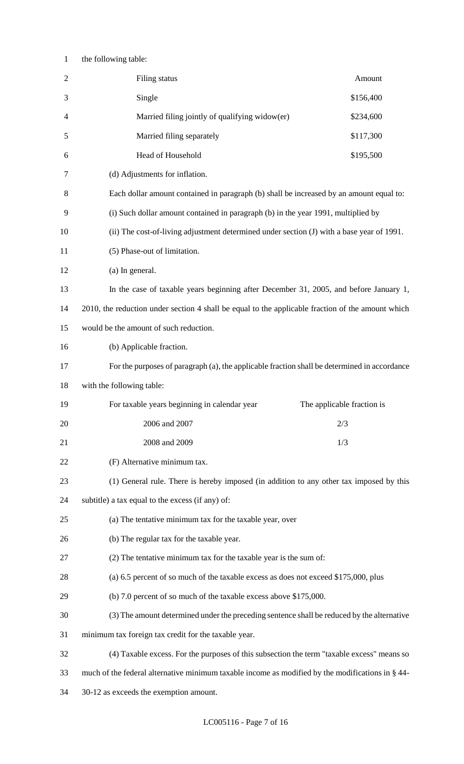the following table:

| Filing status | Amount |
| --- | --- |
| Single | \$156,400 |
| Married filing jointly of qualifying widow(er) | \$234,600 |
| Married filing separately | \$117,300 |
| Head of Household | \$195,500 |

(d) Adjustments for inflation.

Each dollar amount contained in paragraph (b) shall be increased by an amount equal to:

(i) Such dollar amount contained in paragraph (b) in the year 1991, multiplied by

(ii) The cost-of-living adjustment determined under section (J) with a base year of 1991.

(5) Phase-out of limitation.

(a) In general.

In the case of taxable years beginning after December 31, 2005, and before January 1, 2010, the reduction under section 4 shall be equal to the applicable fraction of the amount which would be the amount of such reduction.

(b) Applicable fraction.

For the purposes of paragraph (a), the applicable fraction shall be determined in accordance with the following table:

| For taxable years beginning in calendar year | The applicable fraction is |
| --- | --- |
| 2006 and 2007 | 2/3 |
| 2008 and 2009 | 1/3 |

(F) Alternative minimum tax.

(1) General rule. There is hereby imposed (in addition to any other tax imposed by this subtitle) a tax equal to the excess (if any) of:

(a) The tentative minimum tax for the taxable year, over

(b) The regular tax for the taxable year.

(2) The tentative minimum tax for the taxable year is the sum of:

(a) 6.5 percent of so much of the taxable excess as does not exceed \$175,000, plus

(b) 7.0 percent of so much of the taxable excess above \$175,000.

(3) The amount determined under the preceding sentence shall be reduced by the alternative minimum tax foreign tax credit for the taxable year.

(4) Taxable excess. For the purposes of this subsection the term "taxable excess" means so much of the federal alternative minimum taxable income as modified by the modifications in § 44-30-12 as exceeds the exemption amount.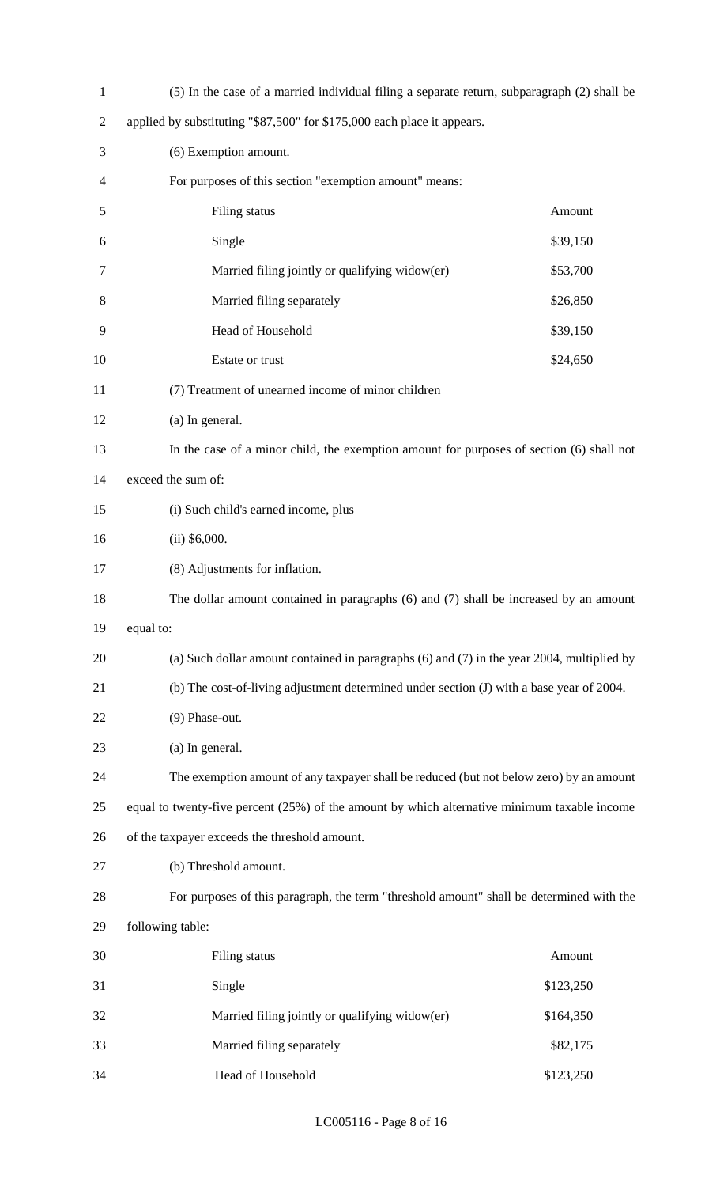(5) In the case of a married individual filing a separate return, subparagraph (2) shall be applied by substituting "$87,500" for $175,000 each place it appears.

(6) Exemption amount.

For purposes of this section "exemption amount" means:

| Filing status | Amount |
|---|---|
| Single | $39,150 |
| Married filing jointly or qualifying widow(er) | $53,700 |
| Married filing separately | $26,850 |
| Head of Household | $39,150 |
| Estate or trust | $24,650 |

(7) Treatment of unearned income of minor children

(a) In general.

In the case of a minor child, the exemption amount for purposes of section (6) shall not exceed the sum of:

(i) Such child's earned income, plus

(ii) $6,000.

(8) Adjustments for inflation.

The dollar amount contained in paragraphs (6) and (7) shall be increased by an amount equal to:

(a) Such dollar amount contained in paragraphs (6) and (7) in the year 2004, multiplied by

(b) The cost-of-living adjustment determined under section (J) with a base year of 2004.

(9) Phase-out.

(a) In general.

The exemption amount of any taxpayer shall be reduced (but not below zero) by an amount equal to twenty-five percent (25%) of the amount by which alternative minimum taxable income of the taxpayer exceeds the threshold amount.

(b) Threshold amount.

For purposes of this paragraph, the term "threshold amount" shall be determined with the following table:

| Filing status | Amount |
|---|---|
| Single | $123,250 |
| Married filing jointly or qualifying widow(er) | $164,350 |
| Married filing separately | $82,175 |
| Head of Household | $123,250 |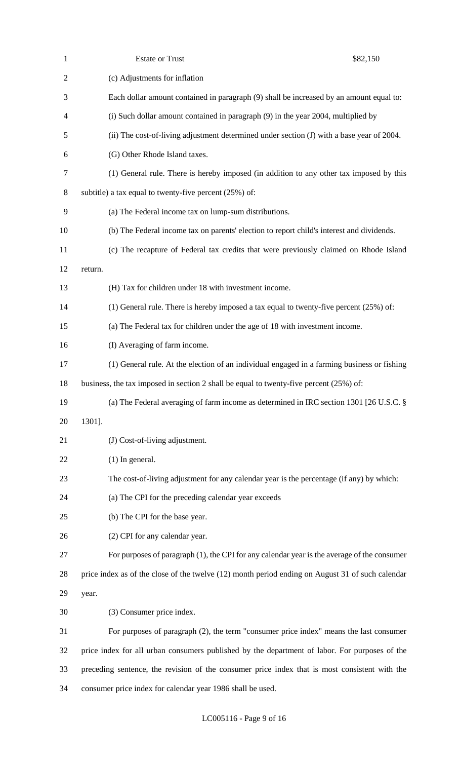Estate or Trust $82,150

(c) Adjustments for inflation

Each dollar amount contained in paragraph (9) shall be increased by an amount equal to:

(i) Such dollar amount contained in paragraph (9) in the year 2004, multiplied by

(ii) The cost-of-living adjustment determined under section (J) with a base year of 2004.

(G) Other Rhode Island taxes.

(1) General rule. There is hereby imposed (in addition to any other tax imposed by this subtitle) a tax equal to twenty-five percent (25%) of:

(a) The Federal income tax on lump-sum distributions.

(b) The Federal income tax on parents' election to report child's interest and dividends.

(c) The recapture of Federal tax credits that were previously claimed on Rhode Island return.

(H) Tax for children under 18 with investment income.

(1) General rule. There is hereby imposed a tax equal to twenty-five percent (25%) of:

(a) The Federal tax for children under the age of 18 with investment income.

(I) Averaging of farm income.

(1) General rule. At the election of an individual engaged in a farming business or fishing business, the tax imposed in section 2 shall be equal to twenty-five percent (25%) of:

(a) The Federal averaging of farm income as determined in IRC section 1301 [26 U.S.C. § 1301].

(J) Cost-of-living adjustment.

(1) In general.

The cost-of-living adjustment for any calendar year is the percentage (if any) by which:

(a) The CPI for the preceding calendar year exceeds

(b) The CPI for the base year.

(2) CPI for any calendar year.

For purposes of paragraph (1), the CPI for any calendar year is the average of the consumer price index as of the close of the twelve (12) month period ending on August 31 of such calendar year.

(3) Consumer price index.

For purposes of paragraph (2), the term "consumer price index" means the last consumer price index for all urban consumers published by the department of labor. For purposes of the preceding sentence, the revision of the consumer price index that is most consistent with the consumer price index for calendar year 1986 shall be used.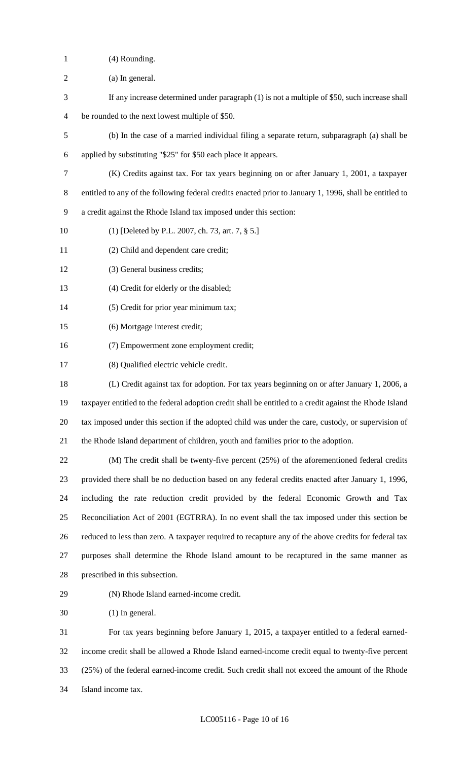(4) Rounding.

(a) In general.

If any increase determined under paragraph (1) is not a multiple of $50, such increase shall be rounded to the next lowest multiple of $50.

(b) In the case of a married individual filing a separate return, subparagraph (a) shall be applied by substituting "$25" for $50 each place it appears.

(K) Credits against tax. For tax years beginning on or after January 1, 2001, a taxpayer entitled to any of the following federal credits enacted prior to January 1, 1996, shall be entitled to a credit against the Rhode Island tax imposed under this section:

(1) [Deleted by P.L. 2007, ch. 73, art. 7, § 5.]

(2) Child and dependent care credit;

(3) General business credits;

(4) Credit for elderly or the disabled;

(5) Credit for prior year minimum tax;

(6) Mortgage interest credit;

(7) Empowerment zone employment credit;

(8) Qualified electric vehicle credit.

(L) Credit against tax for adoption. For tax years beginning on or after January 1, 2006, a taxpayer entitled to the federal adoption credit shall be entitled to a credit against the Rhode Island tax imposed under this section if the adopted child was under the care, custody, or supervision of the Rhode Island department of children, youth and families prior to the adoption.

(M) The credit shall be twenty-five percent (25%) of the aforementioned federal credits provided there shall be no deduction based on any federal credits enacted after January 1, 1996, including the rate reduction credit provided by the federal Economic Growth and Tax Reconciliation Act of 2001 (EGTRRA). In no event shall the tax imposed under this section be reduced to less than zero. A taxpayer required to recapture any of the above credits for federal tax purposes shall determine the Rhode Island amount to be recaptured in the same manner as prescribed in this subsection.

(N) Rhode Island earned-income credit.

(1) In general.

For tax years beginning before January 1, 2015, a taxpayer entitled to a federal earned-income credit shall be allowed a Rhode Island earned-income credit equal to twenty-five percent (25%) of the federal earned-income credit. Such credit shall not exceed the amount of the Rhode Island income tax.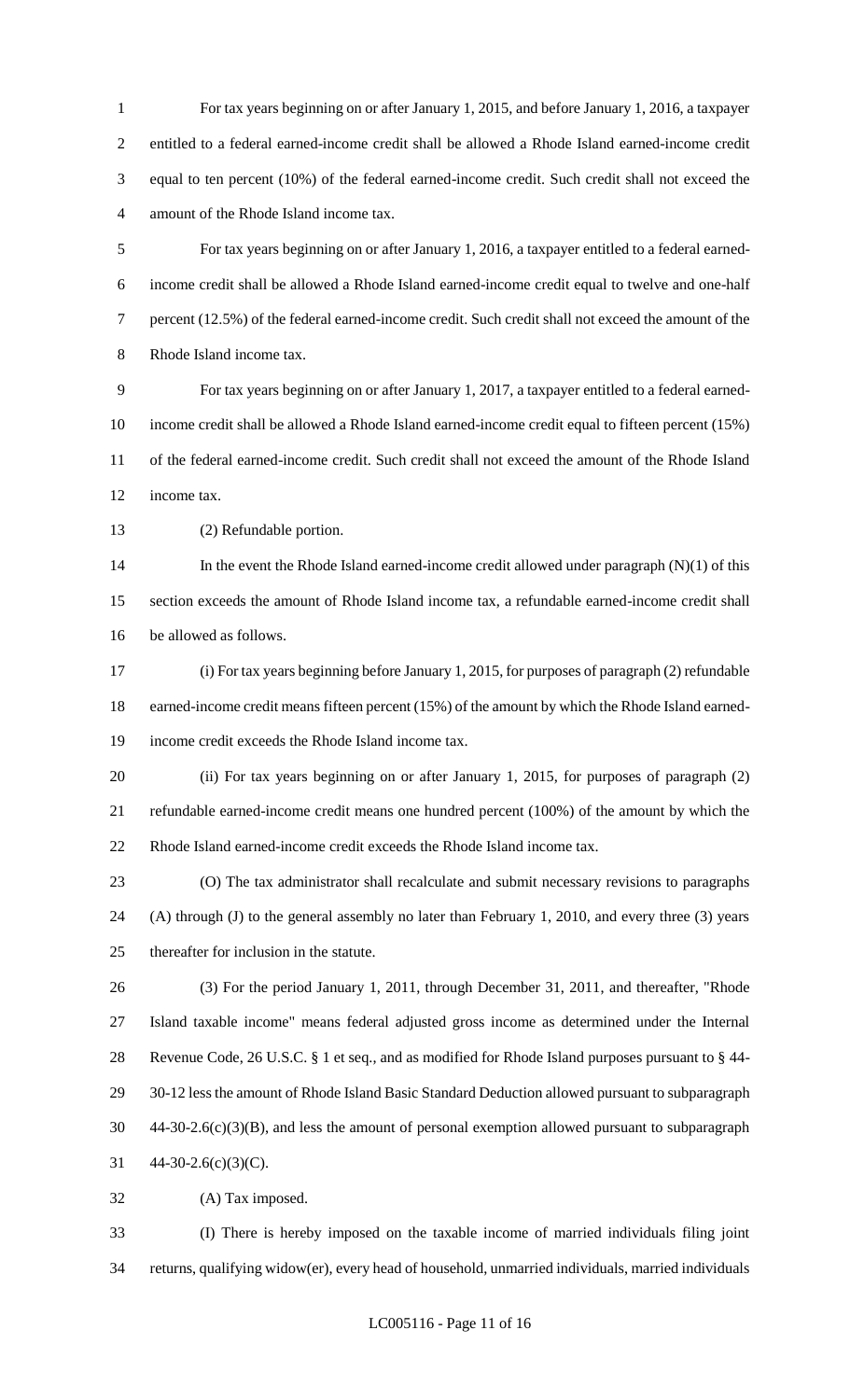For tax years beginning on or after January 1, 2015, and before January 1, 2016, a taxpayer entitled to a federal earned-income credit shall be allowed a Rhode Island earned-income credit equal to ten percent (10%) of the federal earned-income credit. Such credit shall not exceed the amount of the Rhode Island income tax.

For tax years beginning on or after January 1, 2016, a taxpayer entitled to a federal earned-income credit shall be allowed a Rhode Island earned-income credit equal to twelve and one-half percent (12.5%) of the federal earned-income credit. Such credit shall not exceed the amount of the Rhode Island income tax.

For tax years beginning on or after January 1, 2017, a taxpayer entitled to a federal earned-income credit shall be allowed a Rhode Island earned-income credit equal to fifteen percent (15%) of the federal earned-income credit. Such credit shall not exceed the amount of the Rhode Island income tax.

(2) Refundable portion.

In the event the Rhode Island earned-income credit allowed under paragraph (N)(1) of this section exceeds the amount of Rhode Island income tax, a refundable earned-income credit shall be allowed as follows.

(i) For tax years beginning before January 1, 2015, for purposes of paragraph (2) refundable earned-income credit means fifteen percent (15%) of the amount by which the Rhode Island earned-income credit exceeds the Rhode Island income tax.

(ii) For tax years beginning on or after January 1, 2015, for purposes of paragraph (2) refundable earned-income credit means one hundred percent (100%) of the amount by which the Rhode Island earned-income credit exceeds the Rhode Island income tax.

(O) The tax administrator shall recalculate and submit necessary revisions to paragraphs (A) through (J) to the general assembly no later than February 1, 2010, and every three (3) years thereafter for inclusion in the statute.

(3) For the period January 1, 2011, through December 31, 2011, and thereafter, "Rhode Island taxable income" means federal adjusted gross income as determined under the Internal Revenue Code, 26 U.S.C. § 1 et seq., and as modified for Rhode Island purposes pursuant to § 44-30-12 less the amount of Rhode Island Basic Standard Deduction allowed pursuant to subparagraph 44-30-2.6(c)(3)(B), and less the amount of personal exemption allowed pursuant to subparagraph 44-30-2.6(c)(3)(C).

(A) Tax imposed.

(I) There is hereby imposed on the taxable income of married individuals filing joint returns, qualifying widow(er), every head of household, unmarried individuals, married individuals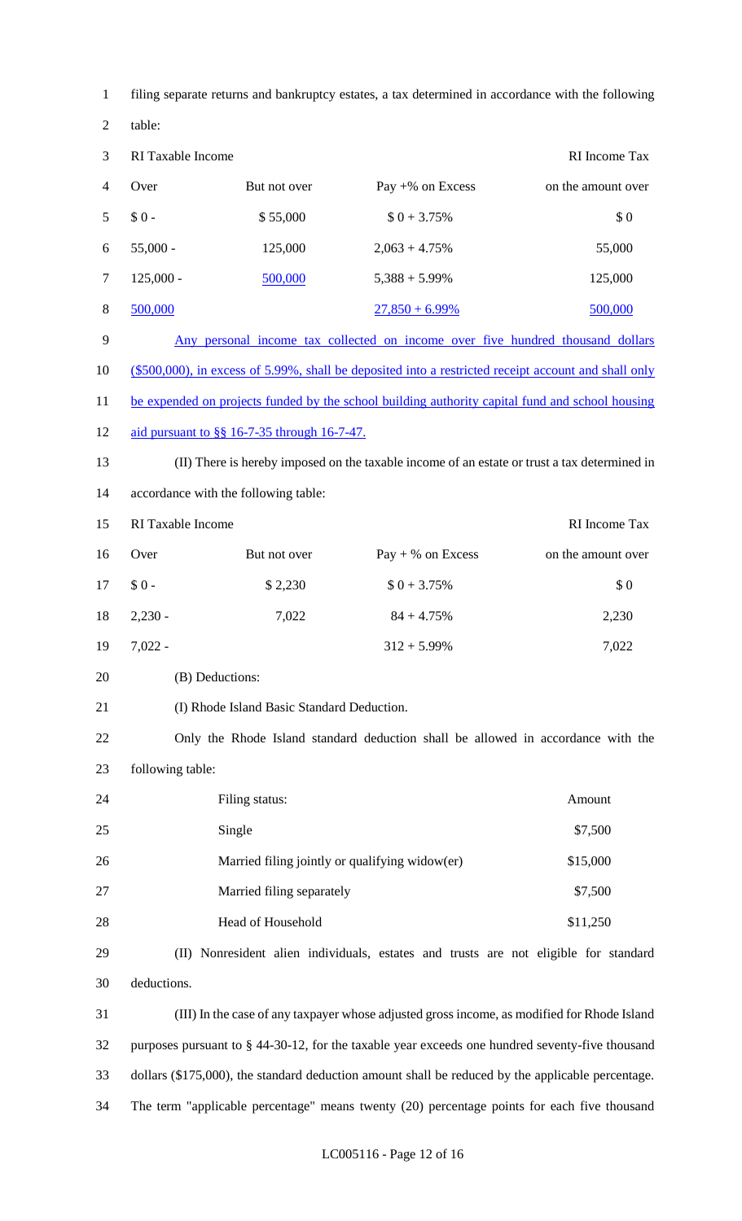filing separate returns and bankruptcy estates, a tax determined in accordance with the following table:

| RI Taxable Income | | | RI Income Tax |
|---|---|---|---|
| Over | But not over | Pay +% on Excess | on the amount over |
| $ 0 - | $ 55,000 | $ 0 + 3.75% | $ 0 |
| 55,000 - | 125,000 | 2,063 + 4.75% | 55,000 |
| 125,000 - | 500,000 | 5,388 + 5.99% | 125,000 |
| 500,000 | | 27,850 + 6.99% | 500,000 |

Any personal income tax collected on income over five hundred thousand dollars ($500,000), in excess of 5.99%, shall be deposited into a restricted receipt account and shall only be expended on projects funded by the school building authority capital fund and school housing aid pursuant to §§ 16-7-35 through 16-7-47.

(II) There is hereby imposed on the taxable income of an estate or trust a tax determined in accordance with the following table:

| RI Taxable Income | | | RI Income Tax |
|---|---|---|---|
| Over | But not over | Pay + % on Excess | on the amount over |
| $ 0 - | $ 2,230 | $ 0 + 3.75% | $ 0 |
| 2,230 - | 7,022 | 84 + 4.75% | 2,230 |
| 7,022 - | | 312 + 5.99% | 7,022 |

(B) Deductions:

(I) Rhode Island Basic Standard Deduction.

Only the Rhode Island standard deduction shall be allowed in accordance with the following table:

| Filing status: | Amount |
|---|---|
| Single | $7,500 |
| Married filing jointly or qualifying widow(er) | $15,000 |
| Married filing separately | $7,500 |
| Head of Household | $11,250 |

(II) Nonresident alien individuals, estates and trusts are not eligible for standard deductions.

(III) In the case of any taxpayer whose adjusted gross income, as modified for Rhode Island purposes pursuant to § 44-30-12, for the taxable year exceeds one hundred seventy-five thousand dollars ($175,000), the standard deduction amount shall be reduced by the applicable percentage. The term "applicable percentage" means twenty (20) percentage points for each five thousand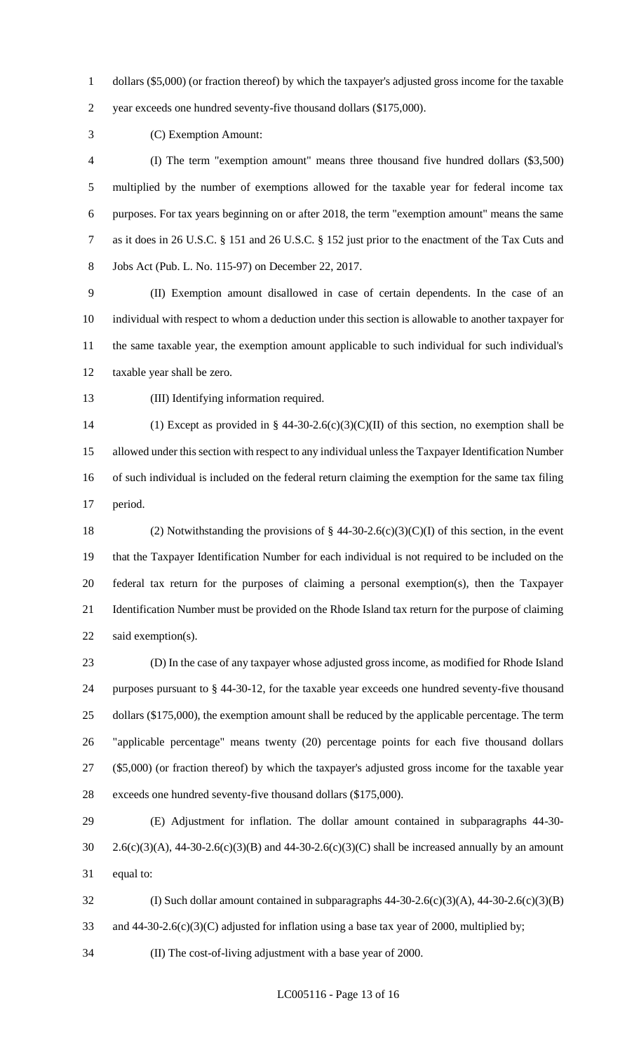dollars ($5,000) (or fraction thereof) by which the taxpayer's adjusted gross income for the taxable year exceeds one hundred seventy-five thousand dollars ($175,000).

(C) Exemption Amount:

(I) The term "exemption amount" means three thousand five hundred dollars ($3,500) multiplied by the number of exemptions allowed for the taxable year for federal income tax purposes. For tax years beginning on or after 2018, the term "exemption amount" means the same as it does in 26 U.S.C. § 151 and 26 U.S.C. § 152 just prior to the enactment of the Tax Cuts and Jobs Act (Pub. L. No. 115-97) on December 22, 2017.

(II) Exemption amount disallowed in case of certain dependents. In the case of an individual with respect to whom a deduction under this section is allowable to another taxpayer for the same taxable year, the exemption amount applicable to such individual for such individual's taxable year shall be zero.

(III) Identifying information required.

(1) Except as provided in § 44-30-2.6(c)(3)(C)(II) of this section, no exemption shall be allowed under this section with respect to any individual unless the Taxpayer Identification Number of such individual is included on the federal return claiming the exemption for the same tax filing period.

(2) Notwithstanding the provisions of § 44-30-2.6(c)(3)(C)(I) of this section, in the event that the Taxpayer Identification Number for each individual is not required to be included on the federal tax return for the purposes of claiming a personal exemption(s), then the Taxpayer Identification Number must be provided on the Rhode Island tax return for the purpose of claiming said exemption(s).

(D) In the case of any taxpayer whose adjusted gross income, as modified for Rhode Island purposes pursuant to § 44-30-12, for the taxable year exceeds one hundred seventy-five thousand dollars ($175,000), the exemption amount shall be reduced by the applicable percentage. The term "applicable percentage" means twenty (20) percentage points for each five thousand dollars ($5,000) (or fraction thereof) by which the taxpayer's adjusted gross income for the taxable year exceeds one hundred seventy-five thousand dollars ($175,000).

(E) Adjustment for inflation. The dollar amount contained in subparagraphs 44-30-2.6(c)(3)(A), 44-30-2.6(c)(3)(B) and 44-30-2.6(c)(3)(C) shall be increased annually by an amount equal to:

(I) Such dollar amount contained in subparagraphs 44-30-2.6(c)(3)(A), 44-30-2.6(c)(3)(B) and 44-30-2.6(c)(3)(C) adjusted for inflation using a base tax year of 2000, multiplied by;

(II) The cost-of-living adjustment with a base year of 2000.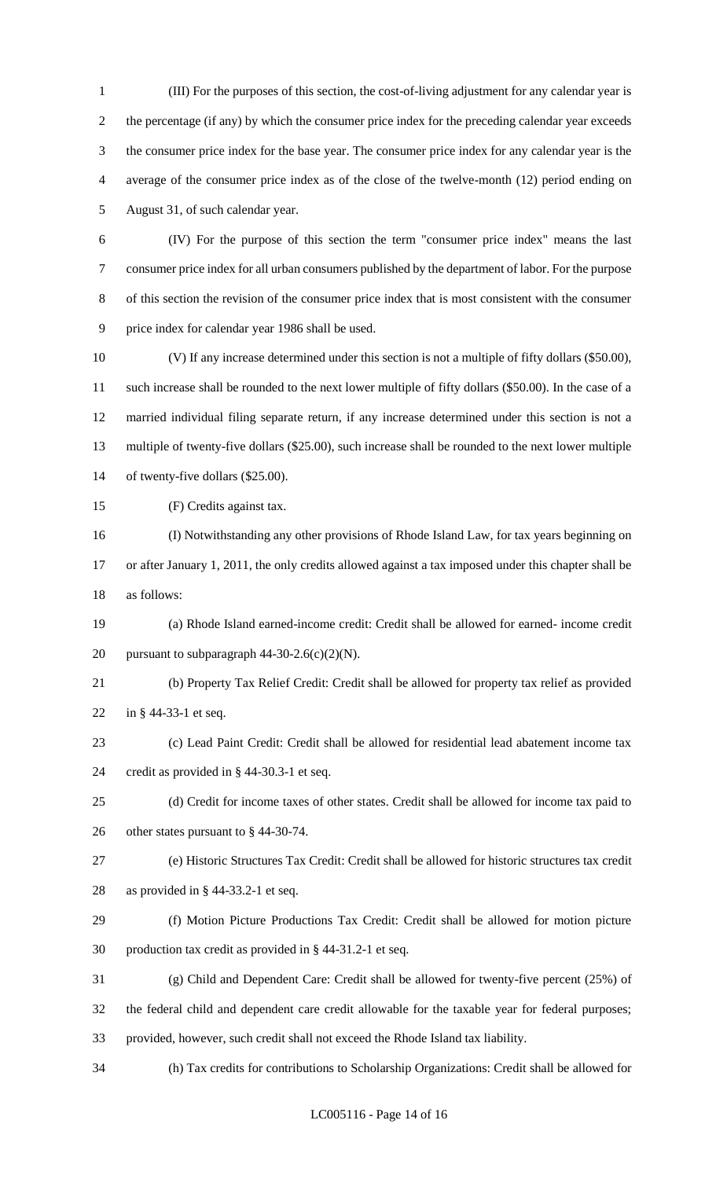(III) For the purposes of this section, the cost-of-living adjustment for any calendar year is the percentage (if any) by which the consumer price index for the preceding calendar year exceeds the consumer price index for the base year. The consumer price index for any calendar year is the average of the consumer price index as of the close of the twelve-month (12) period ending on August 31, of such calendar year.

(IV) For the purpose of this section the term "consumer price index" means the last consumer price index for all urban consumers published by the department of labor. For the purpose of this section the revision of the consumer price index that is most consistent with the consumer price index for calendar year 1986 shall be used.

(V) If any increase determined under this section is not a multiple of fifty dollars ($50.00), such increase shall be rounded to the next lower multiple of fifty dollars ($50.00). In the case of a married individual filing separate return, if any increase determined under this section is not a multiple of twenty-five dollars ($25.00), such increase shall be rounded to the next lower multiple of twenty-five dollars ($25.00).

(F) Credits against tax.

(I) Notwithstanding any other provisions of Rhode Island Law, for tax years beginning on or after January 1, 2011, the only credits allowed against a tax imposed under this chapter shall be as follows:

(a) Rhode Island earned-income credit: Credit shall be allowed for earned- income credit pursuant to subparagraph 44-30-2.6(c)(2)(N).

(b) Property Tax Relief Credit: Credit shall be allowed for property tax relief as provided in § 44-33-1 et seq.

(c) Lead Paint Credit: Credit shall be allowed for residential lead abatement income tax credit as provided in § 44-30.3-1 et seq.

(d) Credit for income taxes of other states. Credit shall be allowed for income tax paid to other states pursuant to § 44-30-74.

(e) Historic Structures Tax Credit: Credit shall be allowed for historic structures tax credit as provided in § 44-33.2-1 et seq.

(f) Motion Picture Productions Tax Credit: Credit shall be allowed for motion picture production tax credit as provided in § 44-31.2-1 et seq.

(g) Child and Dependent Care: Credit shall be allowed for twenty-five percent (25%) of the federal child and dependent care credit allowable for the taxable year for federal purposes; provided, however, such credit shall not exceed the Rhode Island tax liability.

(h) Tax credits for contributions to Scholarship Organizations: Credit shall be allowed for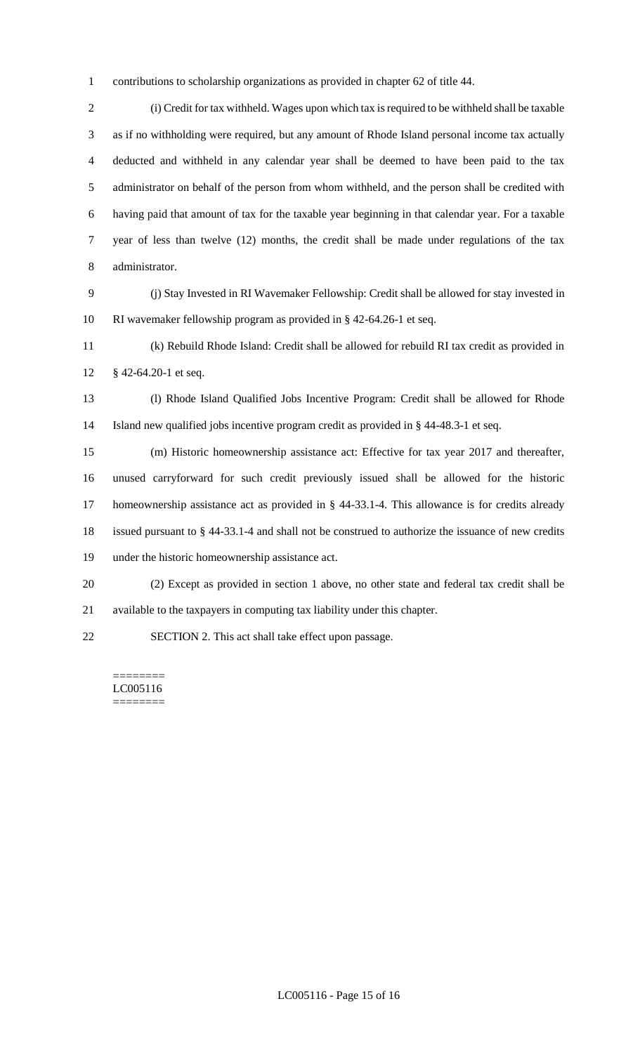contributions to scholarship organizations as provided in chapter 62 of title 44.

(i) Credit for tax withheld. Wages upon which tax is required to be withheld shall be taxable as if no withholding were required, but any amount of Rhode Island personal income tax actually deducted and withheld in any calendar year shall be deemed to have been paid to the tax administrator on behalf of the person from whom withheld, and the person shall be credited with having paid that amount of tax for the taxable year beginning in that calendar year. For a taxable year of less than twelve (12) months, the credit shall be made under regulations of the tax administrator.

(j) Stay Invested in RI Wavemaker Fellowship: Credit shall be allowed for stay invested in RI wavemaker fellowship program as provided in § 42-64.26-1 et seq.

(k) Rebuild Rhode Island: Credit shall be allowed for rebuild RI tax credit as provided in § 42-64.20-1 et seq.

(l) Rhode Island Qualified Jobs Incentive Program: Credit shall be allowed for Rhode Island new qualified jobs incentive program credit as provided in § 44-48.3-1 et seq.

(m) Historic homeownership assistance act: Effective for tax year 2017 and thereafter, unused carryforward for such credit previously issued shall be allowed for the historic homeownership assistance act as provided in § 44-33.1-4. This allowance is for credits already issued pursuant to § 44-33.1-4 and shall not be construed to authorize the issuance of new credits under the historic homeownership assistance act.

(2) Except as provided in section 1 above, no other state and federal tax credit shall be available to the taxpayers in computing tax liability under this chapter.

SECTION 2. This act shall take effect upon passage.

========
LC005116
========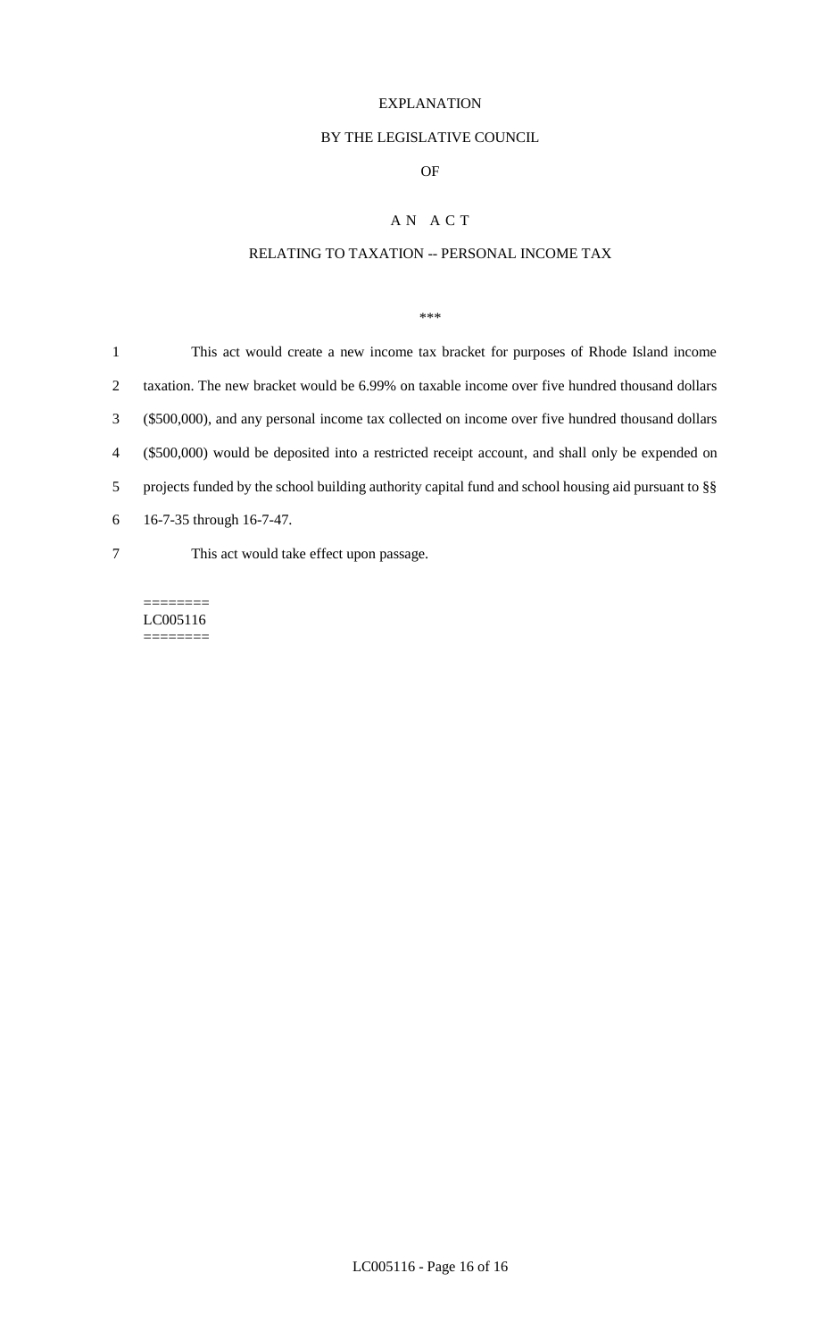EXPLANATION

BY THE LEGISLATIVE COUNCIL

OF

A N A C T

RELATING TO TAXATION -- PERSONAL INCOME TAX

\*\*\*

This act would create a new income tax bracket for purposes of Rhode Island income taxation. The new bracket would be 6.99% on taxable income over five hundred thousand dollars ($500,000), and any personal income tax collected on income over five hundred thousand dollars ($500,000) would be deposited into a restricted receipt account, and shall only be expended on projects funded by the school building authority capital fund and school housing aid pursuant to §§ 16-7-35 through 16-7-47.

This act would take effect upon passage.

========
LC005116
========